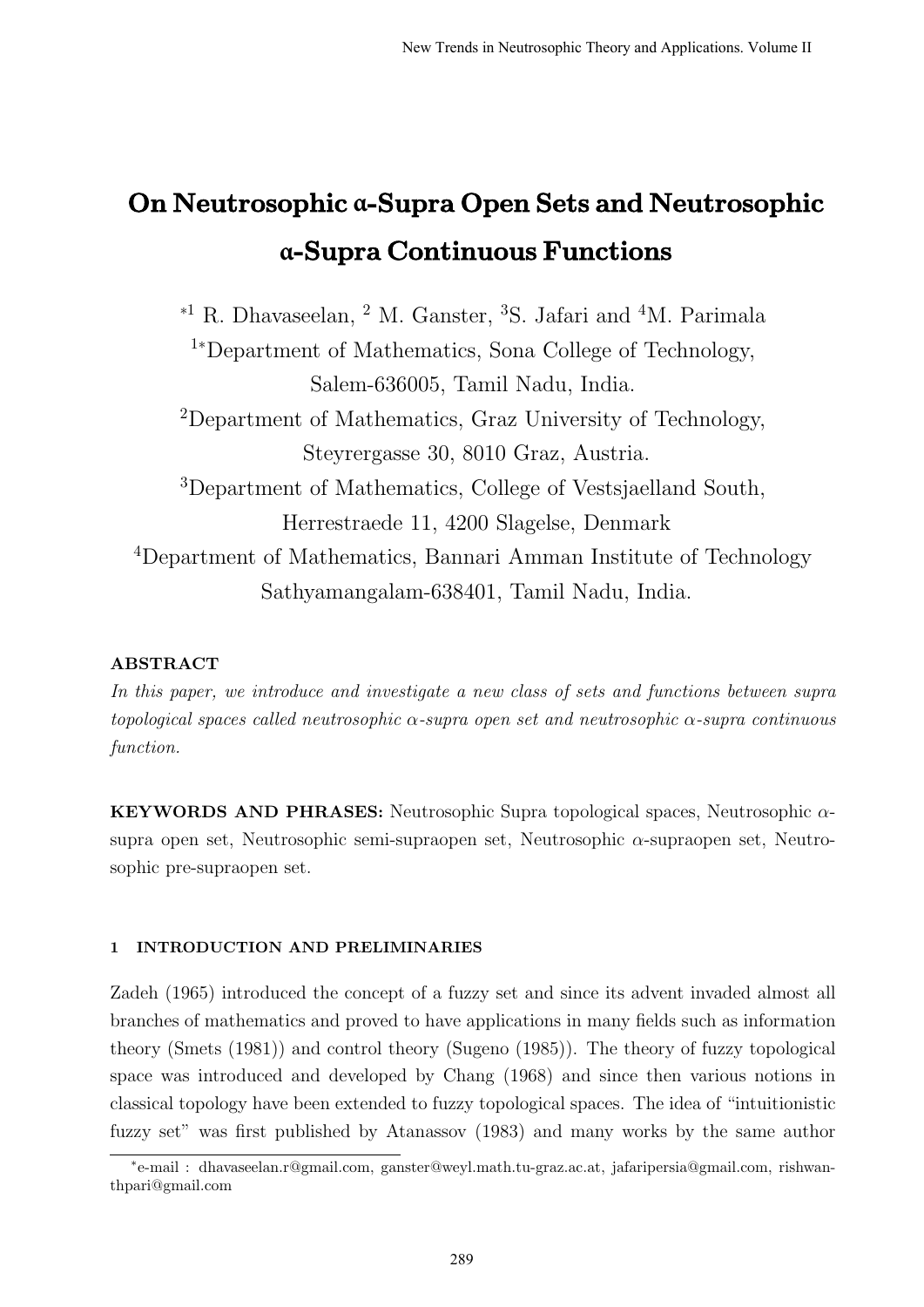# On Neutrosophic α-Supra Open Sets and Neutrosophic α-Supra Continuous Functions

*[1] R. Dhavaseelan, [2] M. Ganster, [3] S. Jafari and [4] M. Parimala

[1*]Department of Mathematics, Sona College of Technology, Salem-636005, Tamil Nadu, India.

[2]Department of Mathematics, Graz University of Technology, Steyrergasse 30, 8010 Graz, Austria.

[3]Department of Mathematics, College of Vestsjaelland South, Herrestraede 11, 4200 Slagelse, Denmark

[4]Department of Mathematics, Bannari Amman Institute of Technology Sathyamangalam-638401, Tamil Nadu, India.

**ABSTRACT**

*In this paper, we introduce and investigate a new class of sets and functions between supra topological spaces called neutrosophic $\alpha$-supra open set and neutrosophic $\alpha$-supra continuous function.*

**KEYWORDS AND PHRASES:** Neutrosophic Supra topological spaces, Neutrosophic $\alpha$-supra open set, Neutrosophic semi-supraopen set, Neutrosophic $\alpha$-supraopen set, Neutrosophic pre-supraopen set.

## 1 INTRODUCTION AND PRELIMINARIES

Zadeh (1965) introduced the concept of a fuzzy set and since its advent invaded almost all branches of mathematics and proved to have applications in many fields such as information theory (Smets (1981)) and control theory (Sugeno (1985)). The theory of fuzzy topological space was introduced and developed by Chang (1968) and since then various notions in classical topology have been extended to fuzzy topological spaces. The idea of "intuitionistic fuzzy set" was first published by Atanassov (1983) and many works by the same author

*e-mail : dhavaseelan.r@gmail.com, ganster@weyl.math.tu-graz.ac.at, jafaripersia@gmail.com, rishwanthpari@gmail.com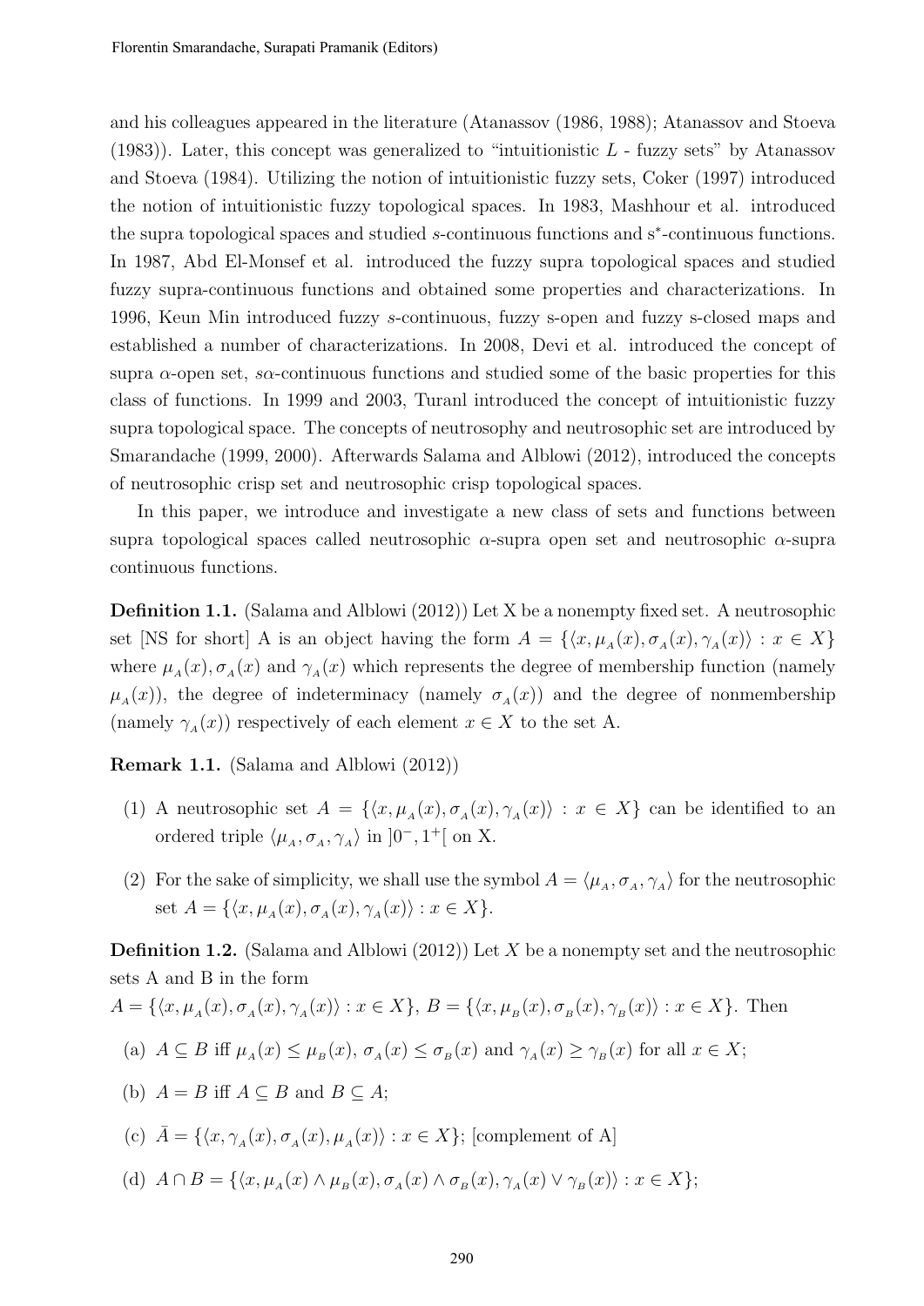and his colleagues appeared in the literature (Atanassov (1986, 1988); Atanassov and Stoeva (1983)). Later, this concept was generalized to "intuitionistic $L$ - fuzzy sets" by Atanassov and Stoeva (1984). Utilizing the notion of intuitionistic fuzzy sets, Coker (1997) introduced the notion of intuitionistic fuzzy topological spaces. In 1983, Mashhour et al. introduced the supra topological spaces and studied $s$-continuous functions and s$^*$-continuous functions. In 1987, Abd El-Monsef et al. introduced the fuzzy supra topological spaces and studied fuzzy supra-continuous functions and obtained some properties and characterizations. In 1996, Keun Min introduced fuzzy $s$-continuous, fuzzy s-open and fuzzy s-closed maps and established a number of characterizations. In 2008, Devi et al. introduced the concept of supra $\alpha$-open set, $s\alpha$-continuous functions and studied some of the basic properties for this class of functions. In 1999 and 2003, Turanl introduced the concept of intuitionistic fuzzy supra topological space. The concepts of neutrosophy and neutrosophic set are introduced by Smarandache (1999, 2000). Afterwards Salama and Alblowi (2012), introduced the concepts of neutrosophic crisp set and neutrosophic crisp topological spaces.

In this paper, we introduce and investigate a new class of sets and functions between supra topological spaces called neutrosophic $\alpha$-supra open set and neutrosophic $\alpha$-supra continuous functions.

**Definition 1.1.** (Salama and Alblowi (2012)) Let X be a nonempty fixed set. A neutrosophic set [NS for short] A is an object having the form $A = \{\langle x, \mu_A(x), \sigma_A(x), \gamma_A(x)\rangle : x \in X\}$ where $\mu_A(x), \sigma_A(x)$ and $\gamma_A(x)$ which represents the degree of membership function (namely $\mu_A(x)$), the degree of indeterminacy (namely $\sigma_A(x)$) and the degree of nonmembership (namely $\gamma_A(x)$) respectively of each element $x \in X$ to the set A.

**Remark 1.1.** (Salama and Alblowi (2012))

(1) A neutrosophic set $A = \{\langle x, \mu_A(x), \sigma_A(x), \gamma_A(x)\rangle : x \in X\}$ can be identified to an ordered triple $\langle \mu_A, \sigma_A, \gamma_A\rangle$ in $]0^-, 1^+[$ on X.

(2) For the sake of simplicity, we shall use the symbol $A = \langle \mu_A, \sigma_A, \gamma_A\rangle$ for the neutrosophic set $A = \{\langle x, \mu_A(x), \sigma_A(x), \gamma_A(x)\rangle : x \in X\}$.

**Definition 1.2.** (Salama and Alblowi (2012)) Let $X$ be a nonempty set and the neutrosophic sets A and B in the form

$A = \{\langle x, \mu_A(x), \sigma_A(x), \gamma_A(x)\rangle : x \in X\}$, $B = \{\langle x, \mu_B(x), \sigma_B(x), \gamma_B(x)\rangle : x \in X\}$. Then

(a) $A \subseteq B$ iff $\mu_A(x) \leq \mu_B(x)$, $\sigma_A(x) \leq \sigma_B(x)$ and $\gamma_A(x) \geq \gamma_B(x)$ for all $x \in X$;

(b) $A = B$ iff $A \subseteq B$ and $B \subseteq A$;

(c) $\bar{A} = \{\langle x, \gamma_A(x), \sigma_A(x), \mu_A(x)\rangle : x \in X\}$; [complement of A]

(d) $A \cap B = \{\langle x, \mu_A(x) \wedge \mu_B(x), \sigma_A(x) \wedge \sigma_B(x), \gamma_A(x) \vee \gamma_B(x)\rangle : x \in X\}$;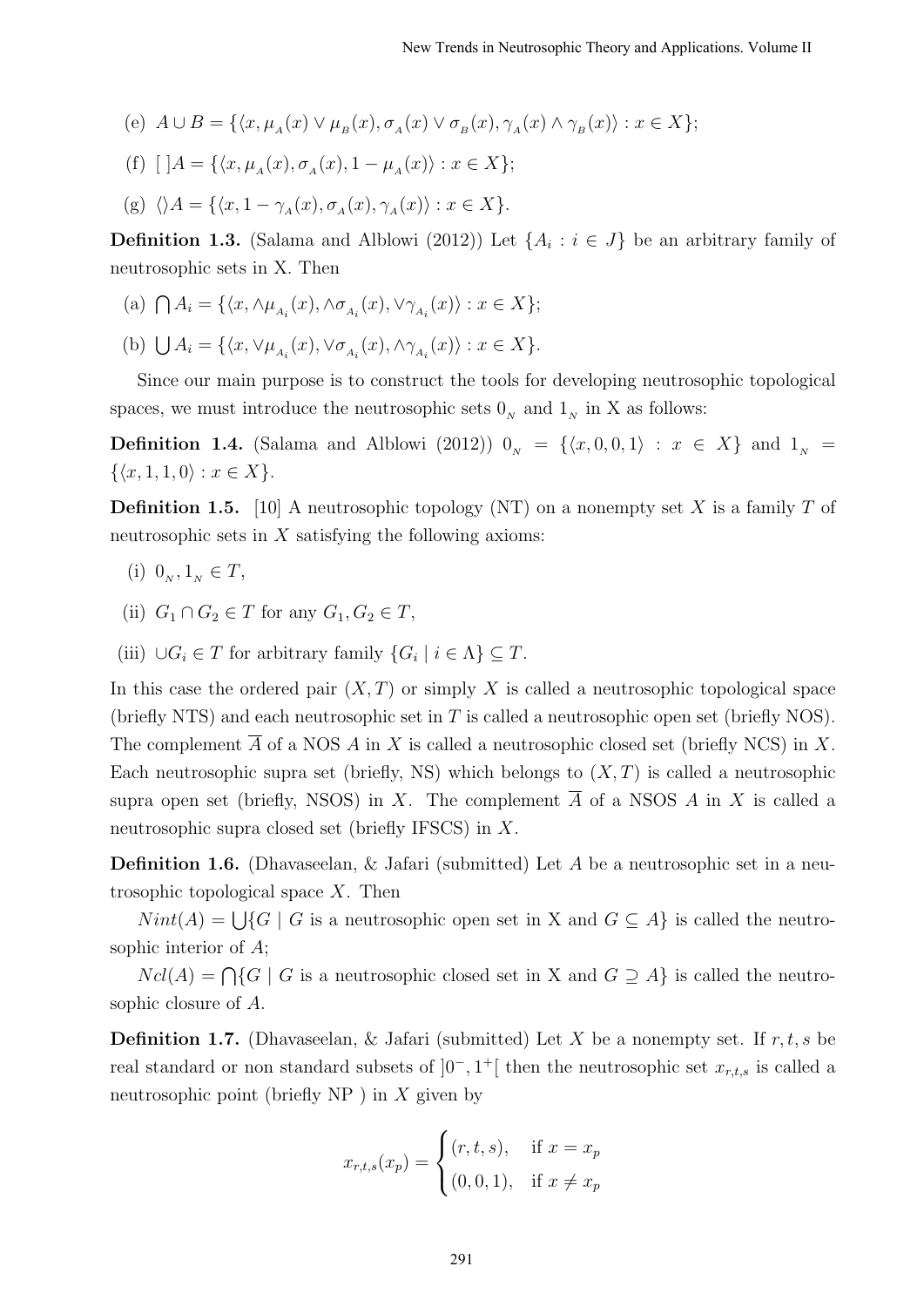(e) $A \cup B = \{\langle x, \mu_A(x) \vee \mu_B(x), \sigma_A(x) \vee \sigma_B(x), \gamma_A(x) \wedge \gamma_B(x)\rangle : x \in X\}$;

(f) $[\,]A = \{\langle x, \mu_A(x), \sigma_A(x), 1 - \mu_A(x)\rangle : x \in X\}$;

(g) $\langle\rangle A = \{\langle x, 1 - \gamma_A(x), \sigma_A(x), \gamma_A(x)\rangle : x \in X\}$.

**Definition 1.3.** (Salama and Alblowi (2012)) Let $\{A_i : i \in J\}$ be an arbitrary family of neutrosophic sets in X. Then

(a) $\bigcap A_i = \{\langle x, \wedge\mu_{A_i}(x), \wedge\sigma_{A_i}(x), \vee\gamma_{A_i}(x)\rangle : x \in X\}$;

(b) $\bigcup A_i = \{\langle x, \vee\mu_{A_i}(x), \vee\sigma_{A_i}(x), \wedge\gamma_{A_i}(x)\rangle : x \in X\}$.

Since our main purpose is to construct the tools for developing neutrosophic topological spaces, we must introduce the neutrosophic sets $0_N$ and $1_N$ in X as follows:

**Definition 1.4.** (Salama and Alblowi (2012)) $0_N = \{\langle x, 0, 0, 1\rangle : x \in X\}$ and $1_N = \{\langle x, 1, 1, 0\rangle : x \in X\}$.

**Definition 1.5.** [10] A neutrosophic topology (NT) on a nonempty set $X$ is a family $T$ of neutrosophic sets in $X$ satisfying the following axioms:

(i) $0_N, 1_N \in T$,

(ii) $G_1 \cap G_2 \in T$ for any $G_1, G_2 \in T$,

(iii) $\cup G_i \in T$ for arbitrary family $\{G_i \mid i \in \Lambda\} \subseteq T$.

In this case the ordered pair $(X, T)$ or simply $X$ is called a neutrosophic topological space (briefly NTS) and each neutrosophic set in $T$ is called a neutrosophic open set (briefly NOS). The complement $\overline{A}$ of a NOS $A$ in $X$ is called a neutrosophic closed set (briefly NCS) in $X$. Each neutrosophic supra set (briefly, NS) which belongs to $(X, T)$ is called a neutrosophic supra open set (briefly, NSOS) in $X$. The complement $\overline{A}$ of a NSOS $A$ in $X$ is called a neutrosophic supra closed set (briefly IFSCS) in $X$.

**Definition 1.6.** (Dhavaseelan, & Jafari (submitted) Let $A$ be a neutrosophic set in a neutrosophic topological space $X$. Then

$Nint(A) = \bigcup\{G \mid G$ is a neutrosophic open set in X and $G \subseteq A\}$ is called the neutrosophic interior of $A$;

$Ncl(A) = \bigcap\{G \mid G$ is a neutrosophic closed set in X and $G \supseteq A\}$ is called the neutrosophic closure of $A$.

**Definition 1.7.** (Dhavaseelan, & Jafari (submitted) Let $X$ be a nonempty set. If $r, t, s$ be real standard or non standard subsets of $]0^-, 1^+[$ then the neutrosophic set $x_{r,t,s}$ is called a neutrosophic point (briefly NP ) in $X$ given by

$$x_{r,t,s}(x_p) = \begin{cases} (r, t, s), & \text{if } x = x_p \\ (0, 0, 1), & \text{if } x \neq x_p \end{cases}$$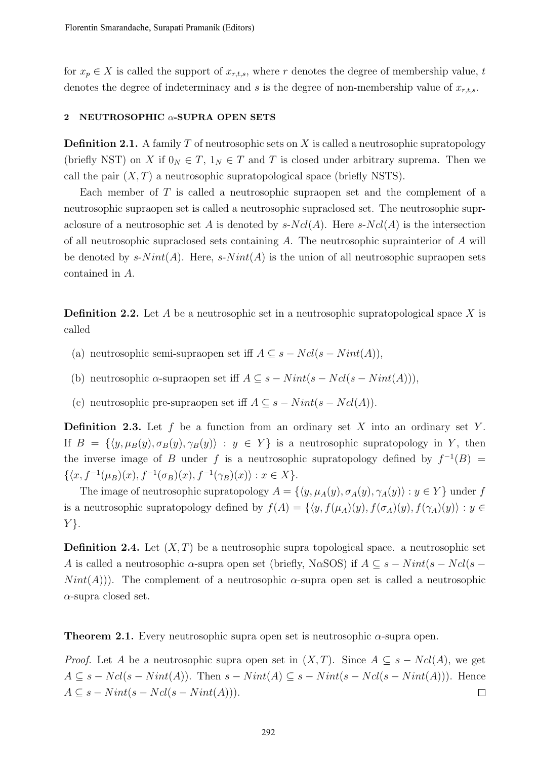for $x_p \in X$ is called the support of $x_{r,t,s}$, where $r$ denotes the degree of membership value, $t$ denotes the degree of indeterminacy and $s$ is the degree of non-membership value of $x_{r,t,s}$.

## 2 NEUTROSOPHIC $\alpha$-SUPRA OPEN SETS

**Definition 2.1.** A family $T$ of neutrosophic sets on $X$ is called a neutrosophic supratopology (briefly NST) on $X$ if $0_N \in T$, $1_N \in T$ and $T$ is closed under arbitrary suprema. Then we call the pair $(X, T)$ a neutrosophic supratopological space (briefly NSTS).

Each member of $T$ is called a neutrosophic supraopen set and the complement of a neutrosophic supraopen set is called a neutrosophic supraclosed set. The neutrosophic supraclosure of a neutrosophic set $A$ is denoted by $s$-$Ncl(A)$. Here $s$-$Ncl(A)$ is the intersection of all neutrosophic supraclosed sets containing $A$. The neutrosophic suprainterior of $A$ will be denoted by $s$-$Nint(A)$. Here, $s$-$Nint(A)$ is the union of all neutrosophic supraopen sets contained in $A$.

**Definition 2.2.** Let $A$ be a neutrosophic set in a neutrosophic supratopological space $X$ is called

(a) neutrosophic semi-supraopen set iff $A \subseteq s - Ncl(s - Nint(A))$,

(b) neutrosophic $\alpha$-supraopen set iff $A \subseteq s - Nint(s - Ncl(s - Nint(A)))$,

(c) neutrosophic pre-supraopen set iff $A \subseteq s - Nint(s - Ncl(A))$.

**Definition 2.3.** Let $f$ be a function from an ordinary set $X$ into an ordinary set $Y$. If $B = \{\langle y, \mu_B(y), \sigma_B(y), \gamma_B(y) \rangle : y \in Y\}$ is a neutrosophic supratopology in $Y$, then the inverse image of $B$ under $f$ is a neutrosophic supratopology defined by $f^{-1}(B) = \{\langle x, f^{-1}(\mu_B)(x), f^{-1}(\sigma_B)(x), f^{-1}(\gamma_B)(x) \rangle : x \in X\}$.

The image of neutrosophic supratopology $A = \{\langle y, \mu_A(y), \sigma_A(y), \gamma_A(y) \rangle : y \in Y\}$ under $f$ is a neutrosophic supratopology defined by $f(A) = \{\langle y, f(\mu_A)(y), f(\sigma_A)(y), f(\gamma_A)(y) \rangle : y \in Y\}$.

**Definition 2.4.** Let $(X, T)$ be a neutrosophic supra topological space. a neutrosophic set $A$ is called a neutrosophic $\alpha$-supra open set (briefly, N$\alpha$SOS) if $A \subseteq s - Nint(s - Ncl(s - Nint(A)))$. The complement of a neutrosophic $\alpha$-supra open set is called a neutrosophic $\alpha$-supra closed set.

**Theorem 2.1.** Every neutrosophic supra open set is neutrosophic $\alpha$-supra open.

*Proof.* Let $A$ be a neutrosophic supra open set in $(X, T)$. Since $A \subseteq s - Ncl(A)$, we get $A \subseteq s - Ncl(s - Nint(A))$. Then $s - Nint(A) \subseteq s - Nint(s - Ncl(s - Nint(A)))$. Hence $A \subseteq s - Nint(s - Ncl(s - Nint(A)))$. $\square$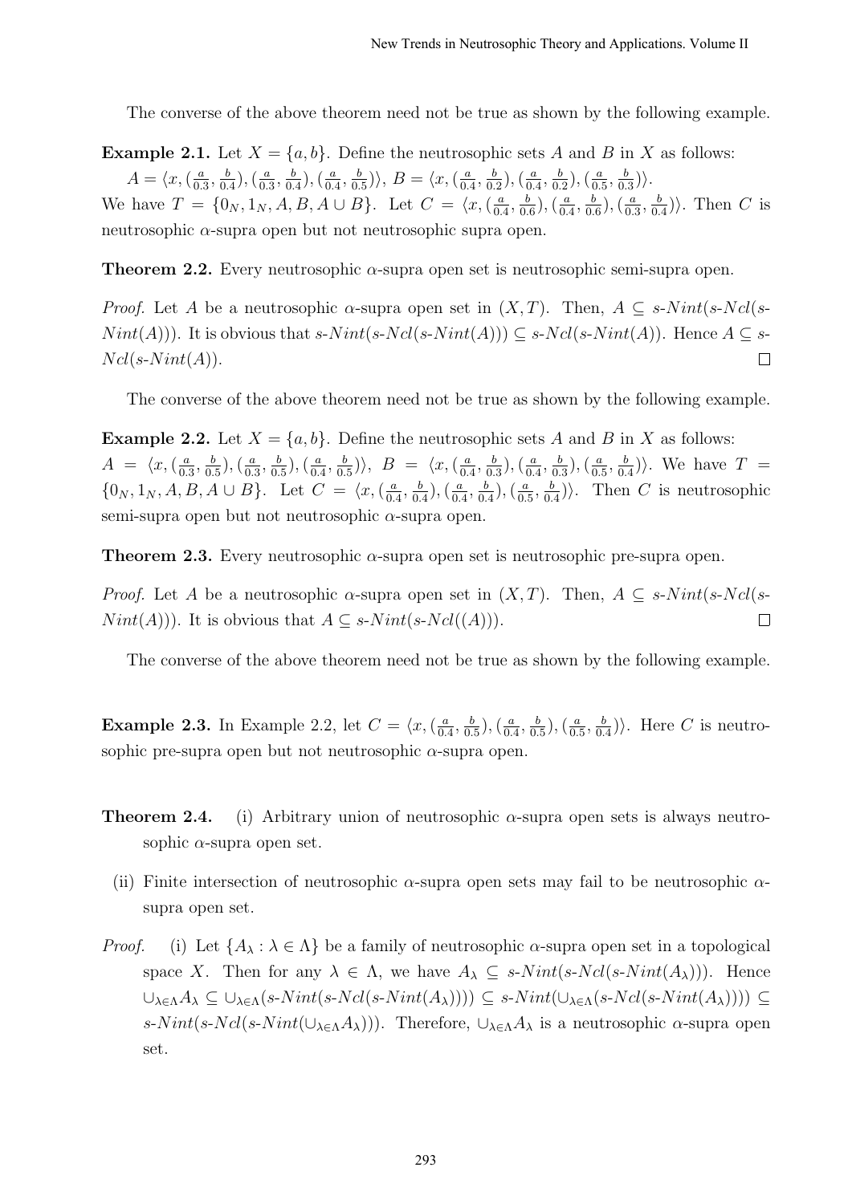The converse of the above theorem need not be true as shown by the following example.

**Example 2.1.** Let $X = \{a, b\}$. Define the neutrosophic sets $A$ and $B$ in $X$ as follows:
$A = \langle x, (\frac{a}{0.3}, \frac{b}{0.4}), (\frac{a}{0.3}, \frac{b}{0.4}), (\frac{a}{0.4}, \frac{b}{0.5})\rangle$, $B = \langle x, (\frac{a}{0.4}, \frac{b}{0.2}), (\frac{a}{0.4}, \frac{b}{0.2}), (\frac{a}{0.5}, \frac{b}{0.3})\rangle$.
We have $T = \{0_N, 1_N, A, B, A \cup B\}$. Let $C = \langle x, (\frac{a}{0.4}, \frac{b}{0.6}), (\frac{a}{0.4}, \frac{b}{0.6}), (\frac{a}{0.3}, \frac{b}{0.4})\rangle$. Then $C$ is neutrosophic $\alpha$-supra open but not neutrosophic supra open.

**Theorem 2.2.** Every neutrosophic $\alpha$-supra open set is neutrosophic semi-supra open.

*Proof.* Let $A$ be a neutrosophic $\alpha$-supra open set in $(X, T)$. Then, $A \subseteq s\text{-}Nint(s\text{-}Ncl(s\text{-}Nint(A)))$. It is obvious that $s\text{-}Nint(s\text{-}Ncl(s\text{-}Nint(A))) \subseteq s\text{-}Ncl(s\text{-}Nint(A))$. Hence $A \subseteq s\text{-}Ncl(s\text{-}Nint(A))$. □

The converse of the above theorem need not be true as shown by the following example.

**Example 2.2.** Let $X = \{a, b\}$. Define the neutrosophic sets $A$ and $B$ in $X$ as follows:
$A = \langle x, (\frac{a}{0.3}, \frac{b}{0.5}), (\frac{a}{0.3}, \frac{b}{0.5}), (\frac{a}{0.4}, \frac{b}{0.5})\rangle$, $B = \langle x, (\frac{a}{0.4}, \frac{b}{0.3}), (\frac{a}{0.4}, \frac{b}{0.3}), (\frac{a}{0.5}, \frac{b}{0.4})\rangle$. We have $T = \{0_N, 1_N, A, B, A \cup B\}$. Let $C = \langle x, (\frac{a}{0.4}, \frac{b}{0.4}), (\frac{a}{0.4}, \frac{b}{0.4}), (\frac{a}{0.5}, \frac{b}{0.4})\rangle$. Then $C$ is neutrosophic semi-supra open but not neutrosophic $\alpha$-supra open.

**Theorem 2.3.** Every neutrosophic $\alpha$-supra open set is neutrosophic pre-supra open.

*Proof.* Let $A$ be a neutrosophic $\alpha$-supra open set in $(X, T)$. Then, $A \subseteq s\text{-}Nint(s\text{-}Ncl(s\text{-}Nint(A)))$. It is obvious that $A \subseteq s\text{-}Nint(s\text{-}Ncl((A)))$. □

The converse of the above theorem need not be true as shown by the following example.

**Example 2.3.** In Example 2.2, let $C = \langle x, (\frac{a}{0.4}, \frac{b}{0.5}), (\frac{a}{0.4}, \frac{b}{0.5}), (\frac{a}{0.5}, \frac{b}{0.4})\rangle$. Here $C$ is neutrosophic pre-supra open but not neutrosophic $\alpha$-supra open.

**Theorem 2.4.** (i) Arbitrary union of neutrosophic $\alpha$-supra open sets is always neutrosophic $\alpha$-supra open set.

(ii) Finite intersection of neutrosophic $\alpha$-supra open sets may fail to be neutrosophic $\alpha$-supra open set.

*Proof.* (i) Let $\{A_\lambda : \lambda \in \Lambda\}$ be a family of neutrosophic $\alpha$-supra open set in a topological space $X$. Then for any $\lambda \in \Lambda$, we have $A_\lambda \subseteq s\text{-}Nint(s\text{-}Ncl(s\text{-}Nint(A_\lambda)))$. Hence $\cup_{\lambda\in\Lambda} A_\lambda \subseteq \cup_{\lambda\in\Lambda}(s\text{-}Nint(s\text{-}Ncl(s\text{-}Nint(A_\lambda)))) \subseteq s\text{-}Nint(\cup_{\lambda\in\Lambda}(s\text{-}Ncl(s\text{-}Nint(A_\lambda)))) \subseteq s\text{-}Nint(s\text{-}Ncl(s\text{-}Nint(\cup_{\lambda\in\Lambda} A_\lambda)))$. Therefore, $\cup_{\lambda\in\Lambda} A_\lambda$ is a neutrosophic $\alpha$-supra open set.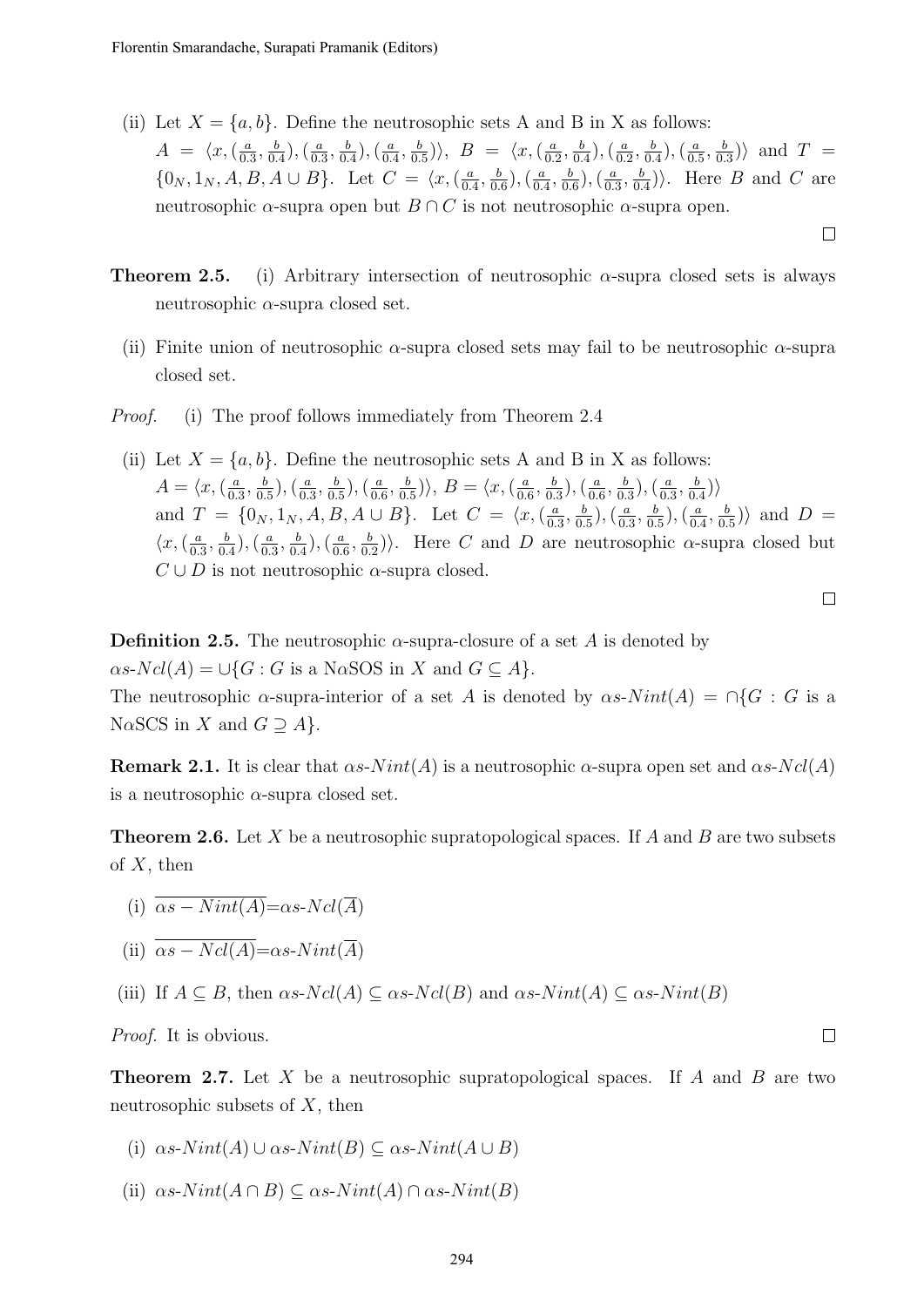(ii) Let $X = \{a, b\}$. Define the neutrosophic sets A and B in X as follows: $A = \langle x, (\frac{a}{0.3}, \frac{b}{0.4}), (\frac{a}{0.3}, \frac{b}{0.4}), (\frac{a}{0.4}, \frac{b}{0.5}) \rangle$, $B = \langle x, (\frac{a}{0.2}, \frac{b}{0.4}), (\frac{a}{0.2}, \frac{b}{0.4}), (\frac{a}{0.5}, \frac{b}{0.3}) \rangle$ and $T = \{0_N, 1_N, A, B, A \cup B\}$. Let $C = \langle x, (\frac{a}{0.4}, \frac{b}{0.6}), (\frac{a}{0.4}, \frac{b}{0.6}), (\frac{a}{0.3}, \frac{b}{0.4}) \rangle$. Here $B$ and $C$ are neutrosophic $\alpha$-supra open but $B \cap C$ is not neutrosophic $\alpha$-supra open.

□

**Theorem 2.5.** (i) Arbitrary intersection of neutrosophic $\alpha$-supra closed sets is always neutrosophic $\alpha$-supra closed set.

(ii) Finite union of neutrosophic $\alpha$-supra closed sets may fail to be neutrosophic $\alpha$-supra closed set.

*Proof.* (i) The proof follows immediately from Theorem 2.4

(ii) Let $X = \{a, b\}$. Define the neutrosophic sets A and B in X as follows: $A = \langle x, (\frac{a}{0.3}, \frac{b}{0.5}), (\frac{a}{0.3}, \frac{b}{0.5}), (\frac{a}{0.6}, \frac{b}{0.5}) \rangle$, $B = \langle x, (\frac{a}{0.6}, \frac{b}{0.3}), (\frac{a}{0.6}, \frac{b}{0.3}), (\frac{a}{0.3}, \frac{b}{0.4}) \rangle$ and $T = \{0_N, 1_N, A, B, A \cup B\}$. Let $C = \langle x, (\frac{a}{0.3}, \frac{b}{0.5}), (\frac{a}{0.3}, \frac{b}{0.5}), (\frac{a}{0.4}, \frac{b}{0.5}) \rangle$ and $D = \langle x, (\frac{a}{0.3}, \frac{b}{0.4}), (\frac{a}{0.3}, \frac{b}{0.4}), (\frac{a}{0.6}, \frac{b}{0.2}) \rangle$. Here $C$ and $D$ are neutrosophic $\alpha$-supra closed but $C \cup D$ is not neutrosophic $\alpha$-supra closed.

□

**Definition 2.5.** The neutrosophic $\alpha$-supra-closure of a set $A$ is denoted by $\alpha s\text{-}Ncl(A) = \cup\{G : G \text{ is a N}\alpha\text{SOS in } X \text{ and } G \subseteq A\}$.
The neutrosophic $\alpha$-supra-interior of a set $A$ is denoted by $\alpha s\text{-}Nint(A) = \cap\{G : G \text{ is a N}\alpha\text{SCS in } X \text{ and } G \supseteq A\}$.

**Remark 2.1.** It is clear that $\alpha s\text{-}Nint(A)$ is a neutrosophic $\alpha$-supra open set and $\alpha s\text{-}Ncl(A)$ is a neutrosophic $\alpha$-supra closed set.

**Theorem 2.6.** Let $X$ be a neutrosophic supratopological spaces. If $A$ and $B$ are two subsets of $X$, then

(i) $\overline{\alpha s - Nint(A)} = \alpha s\text{-}Ncl(\overline{A})$

(ii) $\overline{\alpha s - Ncl(A)} = \alpha s\text{-}Nint(\overline{A})$

(iii) If $A \subseteq B$, then $\alpha s\text{-}Ncl(A) \subseteq \alpha s\text{-}Ncl(B)$ and $\alpha s\text{-}Nint(A) \subseteq \alpha s\text{-}Nint(B)$

*Proof.* It is obvious. □

**Theorem 2.7.** Let $X$ be a neutrosophic supratopological spaces. If $A$ and $B$ are two neutrosophic subsets of $X$, then

(i) $\alpha s\text{-}Nint(A) \cup \alpha s\text{-}Nint(B) \subseteq \alpha s\text{-}Nint(A \cup B)$

(ii) $\alpha s\text{-}Nint(A \cap B) \subseteq \alpha s\text{-}Nint(A) \cap \alpha s\text{-}Nint(B)$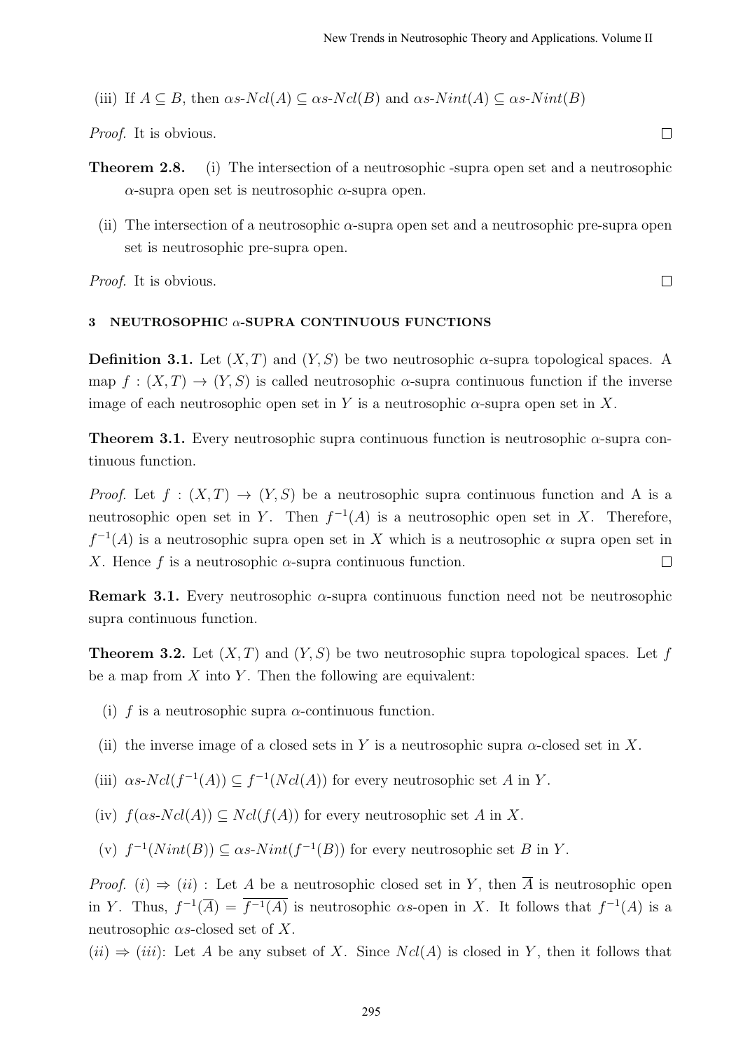(iii) If $A \subseteq B$, then $\alpha s\text{-}Ncl(A) \subseteq \alpha s\text{-}Ncl(B)$ and $\alpha s\text{-}Nint(A) \subseteq \alpha s\text{-}Nint(B)$

*Proof.* It is obvious. □

**Theorem 2.8.** (i) The intersection of a neutrosophic -supra open set and a neutrosophic $\alpha$-supra open set is neutrosophic $\alpha$-supra open.

(ii) The intersection of a neutrosophic $\alpha$-supra open set and a neutrosophic pre-supra open set is neutrosophic pre-supra open.

*Proof.* It is obvious. □

## 3 NEUTROSOPHIC $\alpha$-SUPRA CONTINUOUS FUNCTIONS

**Definition 3.1.** Let $(X, T)$ and $(Y, S)$ be two neutrosophic $\alpha$-supra topological spaces. A map $f : (X, T) \to (Y, S)$ is called neutrosophic $\alpha$-supra continuous function if the inverse image of each neutrosophic open set in $Y$ is a neutrosophic $\alpha$-supra open set in $X$.

**Theorem 3.1.** Every neutrosophic supra continuous function is neutrosophic $\alpha$-supra continuous function.

*Proof.* Let $f : (X, T) \to (Y, S)$ be a neutrosophic supra continuous function and A is a neutrosophic open set in $Y$. Then $f^{-1}(A)$ is a neutrosophic open set in $X$. Therefore, $f^{-1}(A)$ is a neutrosophic supra open set in $X$ which is a neutrosophic $\alpha$ supra open set in $X$. Hence $f$ is a neutrosophic $\alpha$-supra continuous function. □

**Remark 3.1.** Every neutrosophic $\alpha$-supra continuous function need not be neutrosophic supra continuous function.

**Theorem 3.2.** Let $(X, T)$ and $(Y, S)$ be two neutrosophic supra topological spaces. Let $f$ be a map from $X$ into $Y$. Then the following are equivalent:

(i) $f$ is a neutrosophic supra $\alpha$-continuous function.

(ii) the inverse image of a closed sets in $Y$ is a neutrosophic supra $\alpha$-closed set in $X$.

(iii) $\alpha s\text{-}Ncl(f^{-1}(A)) \subseteq f^{-1}(Ncl(A))$ for every neutrosophic set $A$ in $Y$.

(iv) $f(\alpha s\text{-}Ncl(A)) \subseteq Ncl(f(A))$ for every neutrosophic set $A$ in $X$.

(v) $f^{-1}(Nint(B)) \subseteq \alpha s\text{-}Nint(f^{-1}(B))$ for every neutrosophic set $B$ in $Y$.

*Proof.* $(i) \Rightarrow (ii)$ : Let $A$ be a neutrosophic closed set in $Y$, then $\overline{A}$ is neutrosophic open in $Y$. Thus, $f^{-1}(\overline{A}) = \overline{f^{-1}(A)}$ is neutrosophic $\alpha s$-open in $X$. It follows that $f^{-1}(A)$ is a neutrosophic $\alpha s$-closed set of $X$.

$(ii) \Rightarrow (iii)$: Let $A$ be any subset of $X$. Since $Ncl(A)$ is closed in $Y$, then it follows that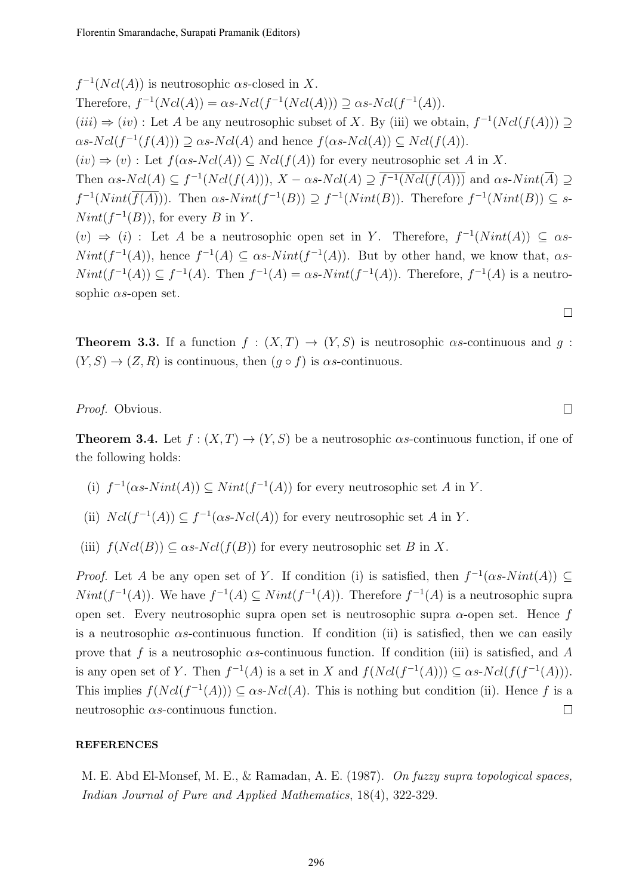$f^{-1}(Ncl(A))$ is neutrosophic $\alpha s$-closed in $X$.

Therefore, $f^{-1}(Ncl(A)) = \alpha s\text{-}Ncl(f^{-1}(Ncl(A))) \supseteq \alpha s\text{-}Ncl(f^{-1}(A))$.

$(iii) \Rightarrow (iv)$ : Let $A$ be any neutrosophic subset of $X$. By (iii) we obtain, $f^{-1}(Ncl(f(A))) \supseteq \alpha s\text{-}Ncl(f^{-1}(f(A))) \supseteq \alpha s\text{-}Ncl(A)$ and hence $f(\alpha s\text{-}Ncl(A)) \subseteq Ncl(f(A))$.

$(iv) \Rightarrow (v)$ : Let $f(\alpha s\text{-}Ncl(A)) \subseteq Ncl(f(A))$ for every neutrosophic set $A$ in $X$.

Then $\alpha s\text{-}Ncl(A) \subseteq f^{-1}(Ncl(f(A)))$, $X - \alpha s\text{-}Ncl(A) \supseteq \overline{f^{-1}(Ncl(f(A)))}$ and $\alpha s\text{-}Nint(\overline{A}) \supseteq f^{-1}(Nint(\overline{f(A)}))$. Then $\alpha s\text{-}Nint(f^{-1}(B)) \supseteq f^{-1}(Nint(B))$. Therefore $f^{-1}(Nint(B)) \subseteq s\text{-}Nint(f^{-1}(B))$, for every $B$ in $Y$.

$(v) \Rightarrow (i)$ : Let $A$ be a neutrosophic open set in $Y$. Therefore, $f^{-1}(Nint(A)) \subseteq \alpha s\text{-}Nint(f^{-1}(A))$, hence $f^{-1}(A) \subseteq \alpha s\text{-}Nint(f^{-1}(A))$. But by other hand, we know that, $\alpha s\text{-}Nint(f^{-1}(A)) \subseteq f^{-1}(A)$. Then $f^{-1}(A) = \alpha s\text{-}Nint(f^{-1}(A))$. Therefore, $f^{-1}(A)$ is a neutrosophic $\alpha s$-open set. □

**Theorem 3.3.** If a function $f : (X, T) \to (Y, S)$ is neutrosophic $\alpha s$-continuous and $g : (Y, S) \to (Z, R)$ is continuous, then $(g \circ f)$ is $\alpha s$-continuous.

*Proof.* Obvious. □

**Theorem 3.4.** Let $f : (X, T) \to (Y, S)$ be a neutrosophic $\alpha s$-continuous function, if one of the following holds:

(i) $f^{-1}(\alpha s\text{-}Nint(A)) \subseteq Nint(f^{-1}(A))$ for every neutrosophic set $A$ in $Y$.

(ii) $Ncl(f^{-1}(A)) \subseteq f^{-1}(\alpha s\text{-}Ncl(A))$ for every neutrosophic set $A$ in $Y$.

(iii) $f(Ncl(B)) \subseteq \alpha s\text{-}Ncl(f(B))$ for every neutrosophic set $B$ in $X$.

*Proof.* Let $A$ be any open set of $Y$. If condition (i) is satisfied, then $f^{-1}(\alpha s\text{-}Nint(A)) \subseteq Nint(f^{-1}(A))$. We have $f^{-1}(A) \subseteq Nint(f^{-1}(A))$. Therefore $f^{-1}(A)$ is a neutrosophic supra open set. Every neutrosophic supra open set is neutrosophic supra $\alpha$-open set. Hence $f$ is a neutrosophic $\alpha s$-continuous function. If condition (ii) is satisfied, then we can easily prove that $f$ is a neutrosophic $\alpha s$-continuous function. If condition (iii) is satisfied, and $A$ is any open set of $Y$. Then $f^{-1}(A)$ is a set in $X$ and $f(Ncl(f^{-1}(A))) \subseteq \alpha s\text{-}Ncl(f(f^{-1}(A)))$. This implies $f(Ncl(f^{-1}(A))) \subseteq \alpha s\text{-}Ncl(A)$. This is nothing but condition (ii). Hence $f$ is a neutrosophic $\alpha s$-continuous function. □

## REFERENCES

M. E. Abd El-Monsef, M. E., & Ramadan, A. E. (1987). *On fuzzy supra topological spaces, Indian Journal of Pure and Applied Mathematics*, 18(4), 322-329.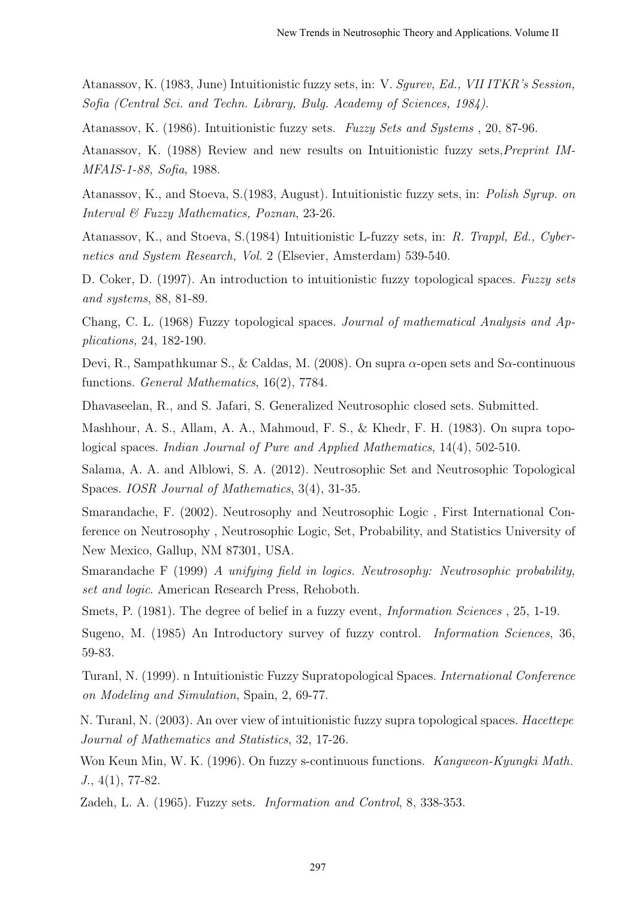Atanassov, K. (1983, June) Intuitionistic fuzzy sets, in: V. *Sgurev, Ed., VII ITKR's Session, Sofia (Central Sci. and Techn. Library, Bulg. Academy of Sciences, 1984).*

Atanassov, K. (1986). Intuitionistic fuzzy sets. *Fuzzy Sets and Systems* , 20, 87-96.

Atanassov, K. (1988) Review and new results on Intuitionistic fuzzy sets,*Preprint IM-MFAIS-1-88, Sofia*, 1988.

Atanassov, K., and Stoeva, S.(1983, August). Intuitionistic fuzzy sets, in: *Polish Syrup. on Interval & Fuzzy Mathematics, Poznan*, 23-26.

Atanassov, K., and Stoeva, S.(1984) Intuitionistic L-fuzzy sets, in: *R. Trappl, Ed., Cybernetics and System Research, Vol.* 2 (Elsevier, Amsterdam) 539-540.

D. Coker, D. (1997). An introduction to intuitionistic fuzzy topological spaces. *Fuzzy sets and systems*, 88, 81-89.

Chang, C. L. (1968) Fuzzy topological spaces. *Journal of mathematical Analysis and Applications,* 24, 182-190.

Devi, R., Sampathkumar S., & Caldas, M. (2008). On supra $\alpha$-open sets and S$\alpha$-continuous functions. *General Mathematics*, 16(2), 7784.

Dhavaseelan, R., and S. Jafari, S. Generalized Neutrosophic closed sets. Submitted.

Mashhour, A. S., Allam, A. A., Mahmoud, F. S., & Khedr, F. H. (1983). On supra topological spaces. *Indian Journal of Pure and Applied Mathematics*, 14(4), 502-510.

Salama, A. A. and Alblowi, S. A. (2012). Neutrosophic Set and Neutrosophic Topological Spaces. *IOSR Journal of Mathematics*, 3(4), 31-35.

Smarandache, F. (2002). Neutrosophy and Neutrosophic Logic , First International Conference on Neutrosophy , Neutrosophic Logic, Set, Probability, and Statistics University of New Mexico, Gallup, NM 87301, USA.

Smarandache F (1999) *A unifying field in logics. Neutrosophy: Neutrosophic probability, set and logic*. American Research Press, Rehoboth.

Smets, P. (1981). The degree of belief in a fuzzy event, *Information Sciences* , 25, 1-19.

Sugeno, M. (1985) An Introductory survey of fuzzy control. *Information Sciences*, 36, 59-83.

Turanl, N. (1999). n Intuitionistic Fuzzy Supratopological Spaces. *International Conference on Modeling and Simulation*, Spain, 2, 69-77.

N. Turanl, N. (2003). An over view of intuitionistic fuzzy supra topological spaces. *Hacettepe Journal of Mathematics and Statistics*, 32, 17-26.

Won Keun Min, W. K. (1996). On fuzzy s-continuous functions. *Kangweon-Kyungki Math. J.*, 4(1), 77-82.

Zadeh, L. A. (1965). Fuzzy sets. *Information and Control*, 8, 338-353.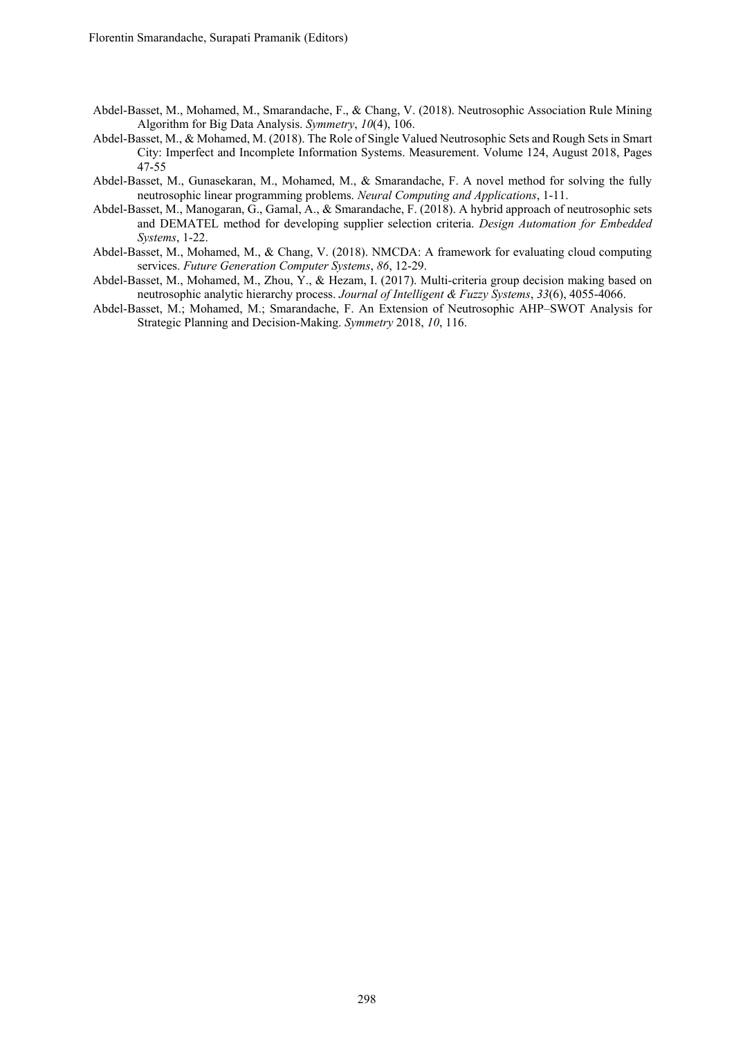Abdel-Basset, M., Mohamed, M., Smarandache, F., & Chang, V. (2018). Neutrosophic Association Rule Mining Algorithm for Big Data Analysis. *Symmetry*, *10*(4), 106.

Abdel-Basset, M., & Mohamed, M. (2018). The Role of Single Valued Neutrosophic Sets and Rough Sets in Smart City: Imperfect and Incomplete Information Systems. Measurement. Volume 124, August 2018, Pages 47-55

Abdel-Basset, M., Gunasekaran, M., Mohamed, M., & Smarandache, F. A novel method for solving the fully neutrosophic linear programming problems. *Neural Computing and Applications*, 1-11.

Abdel-Basset, M., Manogaran, G., Gamal, A., & Smarandache, F. (2018). A hybrid approach of neutrosophic sets and DEMATEL method for developing supplier selection criteria. *Design Automation for Embedded Systems*, 1-22.

Abdel-Basset, M., Mohamed, M., & Chang, V. (2018). NMCDA: A framework for evaluating cloud computing services. *Future Generation Computer Systems*, *86*, 12-29.

Abdel-Basset, M., Mohamed, M., Zhou, Y., & Hezam, I. (2017). Multi-criteria group decision making based on neutrosophic analytic hierarchy process. *Journal of Intelligent & Fuzzy Systems*, *33*(6), 4055-4066.

Abdel-Basset, M.; Mohamed, M.; Smarandache, F. An Extension of Neutrosophic AHP–SWOT Analysis for Strategic Planning and Decision-Making. *Symmetry* 2018, *10*, 116.